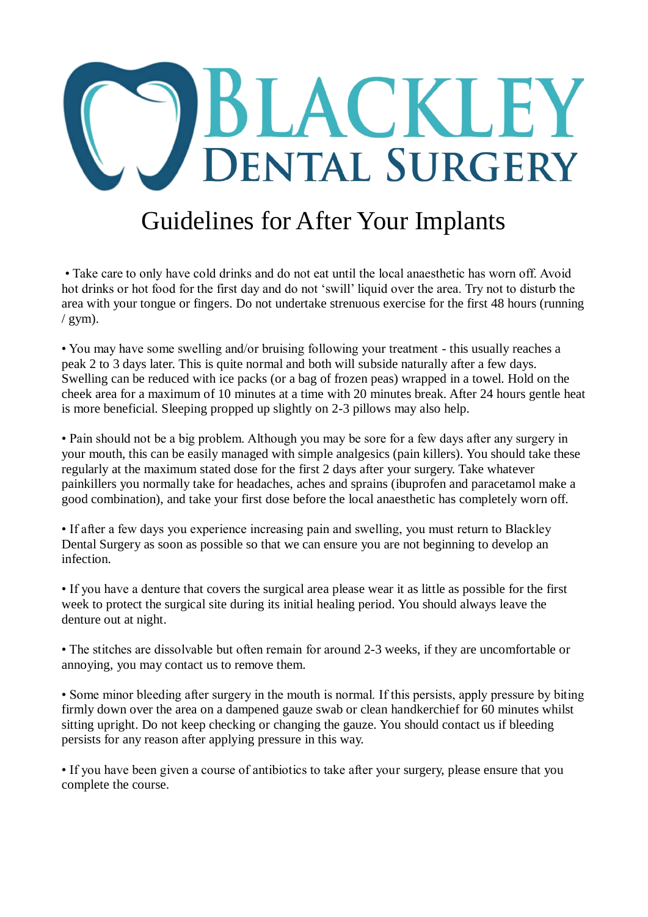# Blackley Dental Surgery

## Guidelines for After Your Implants

- Take care to only have cold drinks and do not eat until the local anaesthetic has worn off. Avoid hot drinks or hot food for the first day and do not 'swill' liquid over the area. Try not to disturb the area with your tongue or fingers. Do not undertake strenuous exercise for the first 48 hours (running / gym).

- You may have some swelling and/or bruising following your treatment - this usually reaches a peak 2 to 3 days later. This is quite normal and both will subside naturally after a few days. Swelling can be reduced with ice packs (or a bag of frozen peas) wrapped in a towel. Hold on the cheek area for a maximum of 10 minutes at a time with 20 minutes break. After 24 hours gentle heat is more beneficial. Sleeping propped up slightly on 2-3 pillows may also help.

- Pain should not be a big problem. Although you may be sore for a few days after any surgery in your mouth, this can be easily managed with simple analgesics (pain killers). You should take these regularly at the maximum stated dose for the first 2 days after your surgery. Take whatever painkillers you normally take for headaches, aches and sprains (ibuprofen and paracetamol make a good combination), and take your first dose before the local anaesthetic has completely worn off.

- If after a few days you experience increasing pain and swelling, you must return to Blackley Dental Surgery as soon as possible so that we can ensure you are not beginning to develop an infection.

- If you have a denture that covers the surgical area please wear it as little as possible for the first week to protect the surgical site during its initial healing period. You should always leave the denture out at night.

- The stitches are dissolvable but often remain for around 2-3 weeks, if they are uncomfortable or annoying, you may contact us to remove them.

- Some minor bleeding after surgery in the mouth is normal. If this persists, apply pressure by biting firmly down over the area on a dampened gauze swab or clean handkerchief for 60 minutes whilst sitting upright. Do not keep checking or changing the gauze. You should contact us if bleeding persists for any reason after applying pressure in this way.

- If you have been given a course of antibiotics to take after your surgery, please ensure that you complete the course.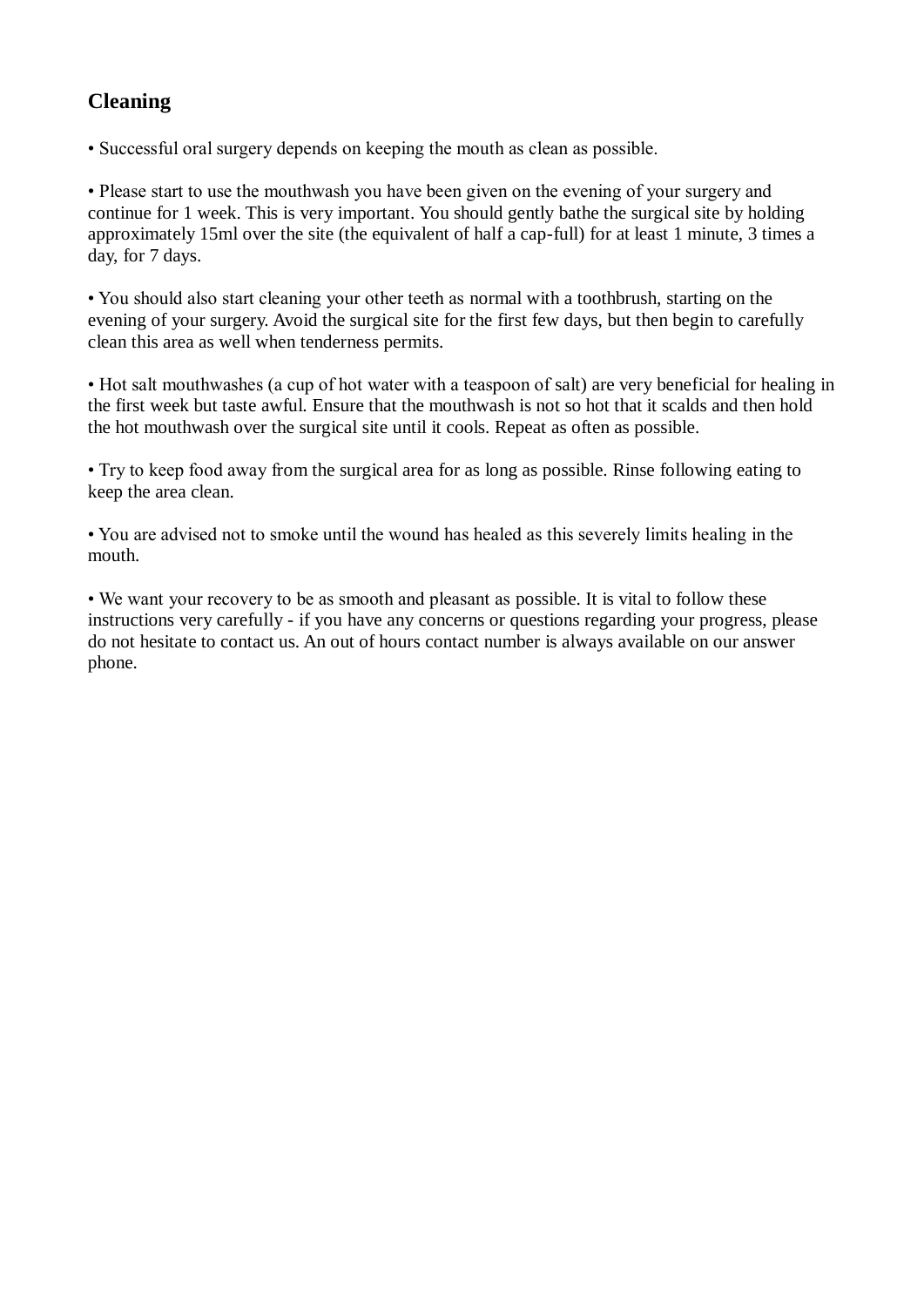## Cleaning

- Successful oral surgery depends on keeping the mouth as clean as possible.

- Please start to use the mouthwash you have been given on the evening of your surgery and continue for 1 week. This is very important. You should gently bathe the surgical site by holding approximately 15ml over the site (the equivalent of half a cap-full) for at least 1 minute, 3 times a day, for 7 days.

- You should also start cleaning your other teeth as normal with a toothbrush, starting on the evening of your surgery. Avoid the surgical site for the first few days, but then begin to carefully clean this area as well when tenderness permits.

- Hot salt mouthwashes (a cup of hot water with a teaspoon of salt) are very beneficial for healing in the first week but taste awful. Ensure that the mouthwash is not so hot that it scalds and then hold the hot mouthwash over the surgical site until it cools. Repeat as often as possible.

- Try to keep food away from the surgical area for as long as possible. Rinse following eating to keep the area clean.

- You are advised not to smoke until the wound has healed as this severely limits healing in the mouth.

- We want your recovery to be as smooth and pleasant as possible. It is vital to follow these instructions very carefully - if you have any concerns or questions regarding your progress, please do not hesitate to contact us. An out of hours contact number is always available on our answer phone.